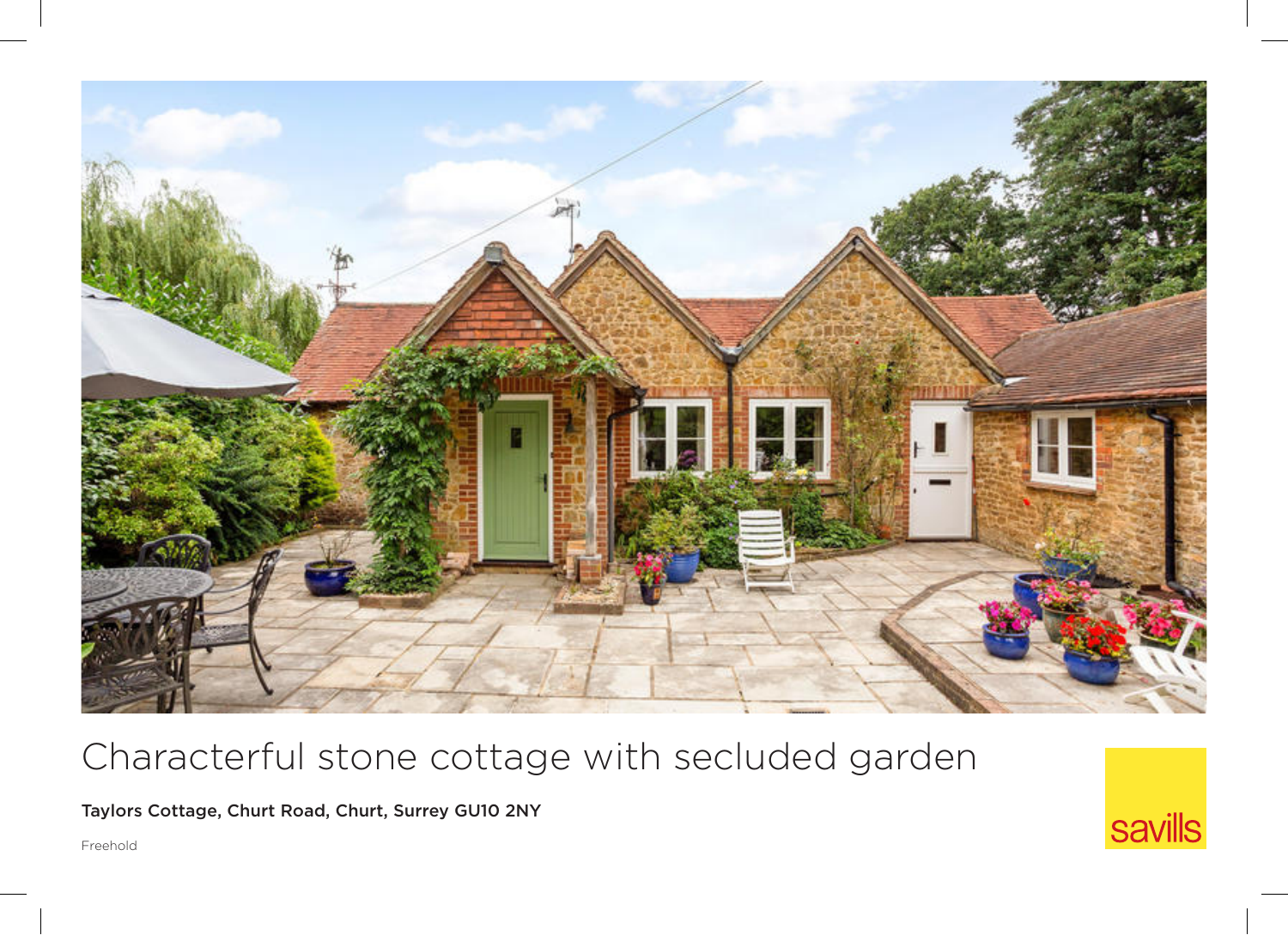# Characterful stone cottage with secluded garden

**Taylors Cottage, Churt Road, Churt, Surrey GU10 2NY**

Freehold

savills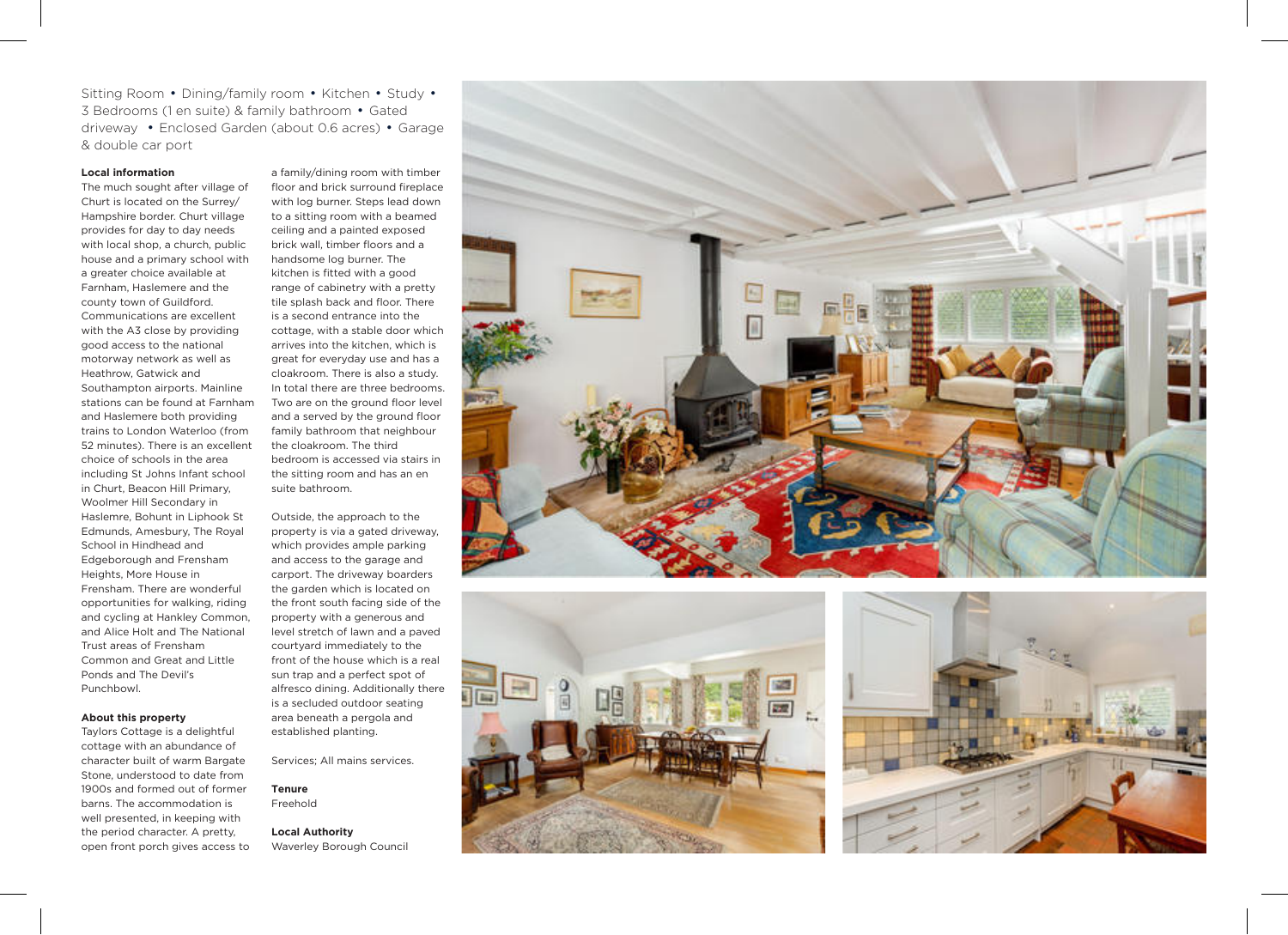Sitting Room • Dining/family room • Kitchen • Study • 3 Bedrooms (1 en suite) & family bathroom • Gated driveway • Enclosed Garden (about 0.6 acres) • Garage & double car port

**Local information**

The much sought after village of Churt is located on the Surrey/Hampshire border. Churt village provides for day to day needs with local shop, a church, public house and a primary school with a greater choice available at Farnham, Haslemere and the county town of Guildford. Communications are excellent with the A3 close by providing good access to the national motorway network as well as Heathrow, Gatwick and Southampton airports. Mainline stations can be found at Farnham and Haslemere both providing trains to London Waterloo (from 52 minutes). There is an excellent choice of schools in the area including St Johns Infant school in Churt, Beacon Hill Primary, Woolmer Hill Secondary in Haslemre, Bohunt in Liphook St Edmunds, Amesbury, The Royal School in Hindhead and Edgeborough and Frensham Heights, More House in Frensham. There are wonderful opportunities for walking, riding and cycling at Hankley Common, and Alice Holt and The National Trust areas of Frensham Common and Great and Little Ponds and The Devil's Punchbowl.

**About this property**

Taylors Cottage is a delightful cottage with an abundance of character built of warm Bargate Stone, understood to date from 1900s and formed out of former barns. The accommodation is well presented, in keeping with the period character. A pretty, open front porch gives access to a family/dining room with timber floor and brick surround fireplace with log burner. Steps lead down to a sitting room with a beamed ceiling and a painted exposed brick wall, timber floors and a handsome log burner. The kitchen is fitted with a good range of cabinetry with a pretty tile splash back and floor. There is a second entrance into the cottage, with a stable door which arrives into the kitchen, which is great for everyday use and has a cloakroom. There is also a study. In total there are three bedrooms. Two are on the ground floor level and a served by the ground floor family bathroom that neighbour the cloakroom. The third bedroom is accessed via stairs in the sitting room and has an en suite bathroom.

Outside, the approach to the property is via a gated driveway, which provides ample parking and access to the garage and carport. The driveway boarders the garden which is located on the front south facing side of the property with a generous and level stretch of lawn and a paved courtyard immediately to the front of the house which is a real sun trap and a perfect spot of alfresco dining. Additionally there is a secluded outdoor seating area beneath a pergola and established planting.

Services; All mains services.

**Tenure**

Freehold

**Local Authority**

Waverley Borough Council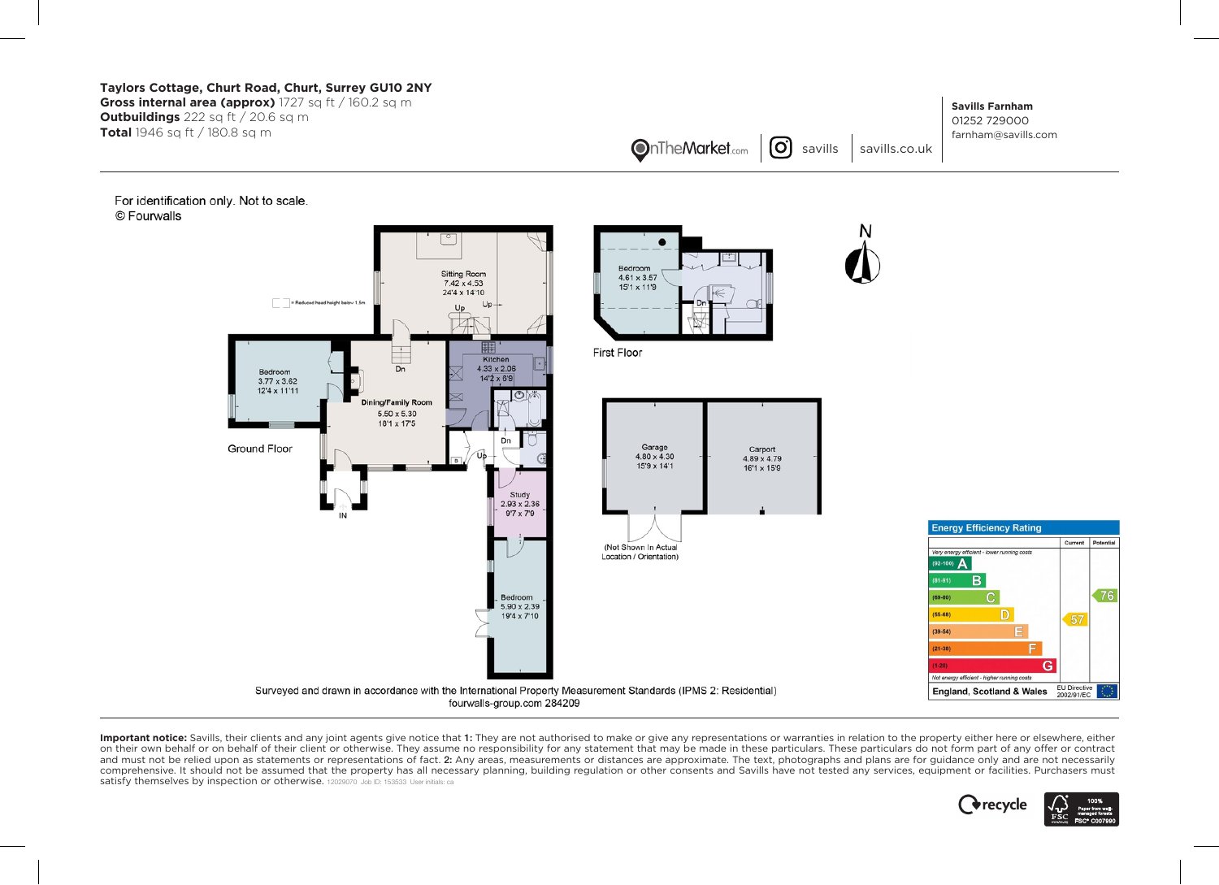**Taylors Cottage, Churt Road, Churt, Surrey GU10 2NY**
**Gross internal area (approx)** 1727 sq ft / 160.2 sq m
**Outbuildings** 222 sq ft / 20.6 sq m
**Total** 1946 sq ft / 180.8 sq m

OnTheMarket.com | savills | savills.co.uk

**Savills Farnham**
01252 729000
farnham@savills.com

For identification only. Not to scale.
© Fourwalls

= Reduced head height below 1.5m

Ground Floor

Sitting Room
7.42 x 4.53
24'4 x 14'10

Bedroom
3.77 x 3.62
12'4 x 11'11

Dining/Family Room
5.50 x 5.30
18'1 x 17'5

Kitchen
4.33 x 2.06
14'2 x 6'9

Study
2.93 x 2.36
9'7 x 7'9

Bedroom
5.90 x 2.39
19'4 x 7'10

IN

First Floor

Bedroom
4.61 x 3.57
15'1 x 11'9

Garage
4.80 x 4.30
15'9 x 14'1

Carport
4.89 x 4.79
16'1 x 15'9

(Not Shown In Actual Location / Orientation)

N

Surveyed and drawn in accordance with the International Property Measurement Standards (IPMS 2: Residential)
fourwalls-group.com 284209

**Energy Efficiency Rating**

| | Current | Potential |
|---|---|---|
| *Very energy efficient - lower running costs* | | |
| (92-100) A | | |
| (81-91) B | | |
| (69-80) C | | 76 |
| (55-68) D | 57 | |
| (39-54) E | | |
| (21-38) F | | |
| (1-20) G | | |
| *Not energy efficient - higher running costs* | | |
| England, Scotland & Wales | EU Directive 2002/91/EC | |

**Important notice:** Savills, their clients and any joint agents give notice that **1:** They are not authorised to make or give any representations or warranties in relation to the property either here or elsewhere, either on their own behalf or on behalf of their client or otherwise. They assume no responsibility for any statement that may be made in these particulars. These particulars do not form part of any offer or contract and must not be relied upon as statements or representations of fact. **2:** Any areas, measurements or distances are approximate. The text, photographs and plans are for guidance only and are not necessarily comprehensive. It should not be assumed that the property has all necessary planning, building regulation or other consents and Savills have not tested any services, equipment or facilities. Purchasers must satisfy themselves by inspection or otherwise. 12029070 Job ID: 153533 User initials: ca

recycle

100% Paper from well-managed forests FSC® C007990